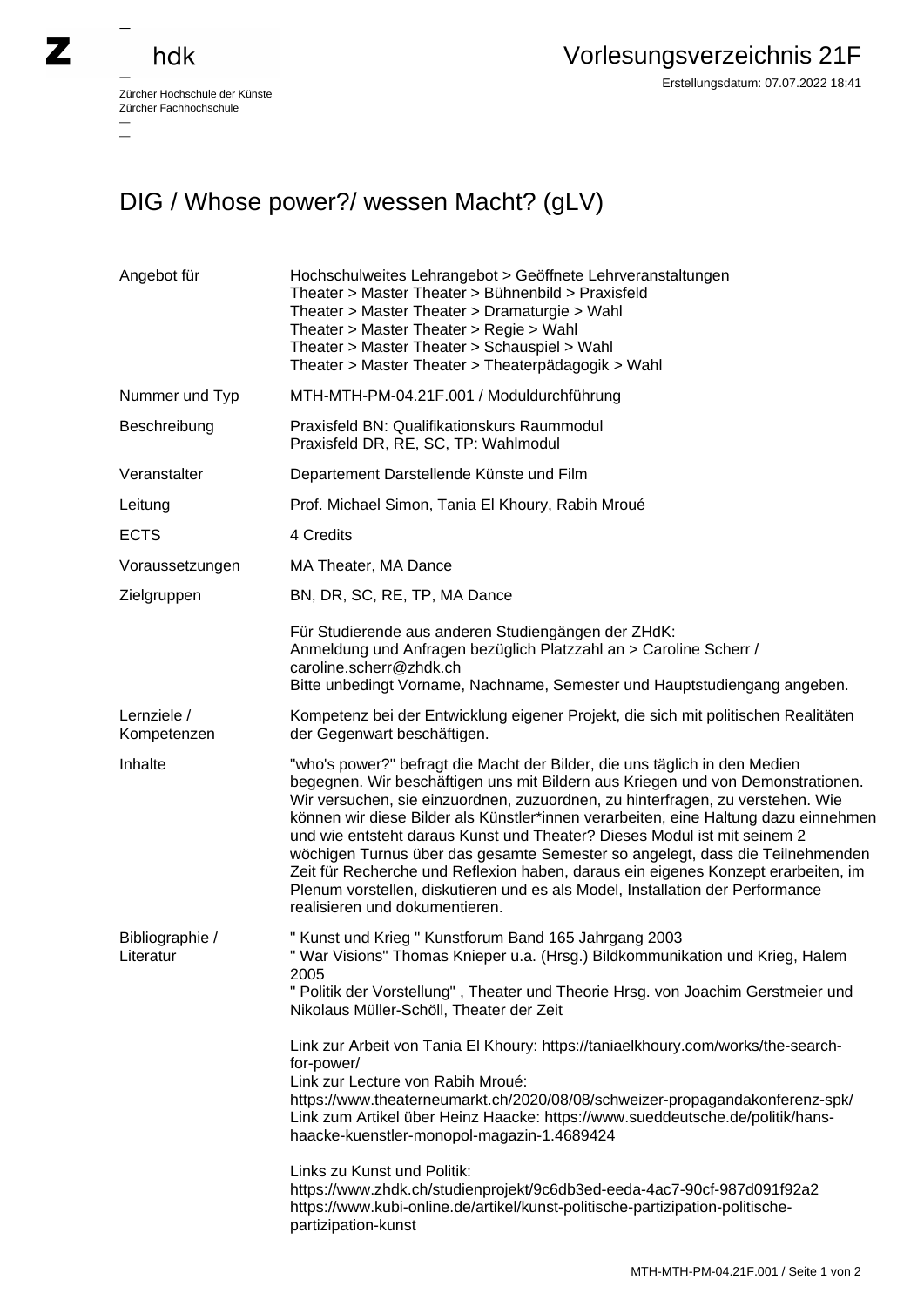Zürcher Hochschule der Künste
Zürcher Fachhochschule

# Vorlesungsverzeichnis 21F

Erstellungsdatum: 07.07.2022 18:41

## DIG / Whose power?/ wessen Macht? (gLV)

| | |
|---|---|
| Angebot für | Hochschulweites Lehrangebot > Geöffnete Lehrveranstaltungen<br>Theater > Master Theater > Bühnenbild > Praxisfeld<br>Theater > Master Theater > Dramaturgie > Wahl<br>Theater > Master Theater > Regie > Wahl<br>Theater > Master Theater > Schauspiel > Wahl<br>Theater > Master Theater > Theaterpädagogik > Wahl |
| Nummer und Typ | MTH-MTH-PM-04.21F.001 / Moduldurchführung |
| Beschreibung | Praxisfeld BN: Qualifikationskurs Raummodul<br>Praxisfeld DR, RE, SC, TP: Wahlmodul |
| Veranstalter | Departement Darstellende Künste und Film |
| Leitung | Prof. Michael Simon, Tania El Khoury, Rabih Mroué |
| ECTS | 4 Credits |
| Voraussetzungen | MA Theater, MA Dance |
| Zielgruppen | BN, DR, SC, RE, TP, MA Dance<br><br>Für Studierende aus anderen Studiengängen der ZHdK:<br>Anmeldung und Anfragen bezüglich Platzzahl an > Caroline Scherr / caroline.scherr@zhdk.ch<br>Bitte unbedingt Vorname, Nachname, Semester und Hauptstudiengang angeben. |
| Lernziele / Kompetenzen | Kompetenz bei der Entwicklung eigener Projekt, die sich mit politischen Realitäten der Gegenwart beschäftigen. |
| Inhalte | "who's power?" befragt die Macht der Bilder, die uns täglich in den Medien begegnen. Wir beschäftigen uns mit Bildern aus Kriegen und von Demonstrationen. Wir versuchen, sie einzuordnen, zuzuordnen, zu hinterfragen, zu verstehen. Wie können wir diese Bilder als Künstler*innen verarbeiten, eine Haltung dazu einnehmen und wie entsteht daraus Kunst und Theater? Dieses Modul ist mit seinem 2 wöchigen Turnus über das gesamte Semester so angelegt, dass die Teilnehmenden Zeit für Recherche und Reflexion haben, daraus ein eigenes Konzept erarbeiten, im Plenum vorstellen, diskutieren und es als Model, Installation der Performance realisieren und dokumentieren. |
| Bibliographie / Literatur | " Kunst und Krieg " Kunstforum Band 165 Jahrgang 2003<br>" War Visions" Thomas Knieper u.a. (Hrsg.) Bildkommunikation und Krieg, Halem 2005<br>" Politik der Vorstellung" , Theater und Theorie Hrsg. von Joachim Gerstmeier und Nikolaus Müller-Schöll, Theater der Zeit<br><br>Link zur Arbeit von Tania El Khoury: https://taniaelkhoury.com/works/the-search-for-power/<br>Link zur Lecture von Rabih Mroué: https://www.theaterneumarkt.ch/2020/08/08/schweizer-propagandakonferenz-spk/<br>Link zum Artikel über Heinz Haacke: https://www.sueddeutsche.de/politik/hans-haacke-kuenstler-monopol-magazin-1.4689424<br><br>Links zu Kunst und Politik:<br>https://www.zhdk.ch/studienprojekt/9c6db3ed-eeda-4ac7-90cf-987d091f92a2<br>https://www.kubi-online.de/artikel/kunst-politische-partizipation-politische-partizipation-kunst |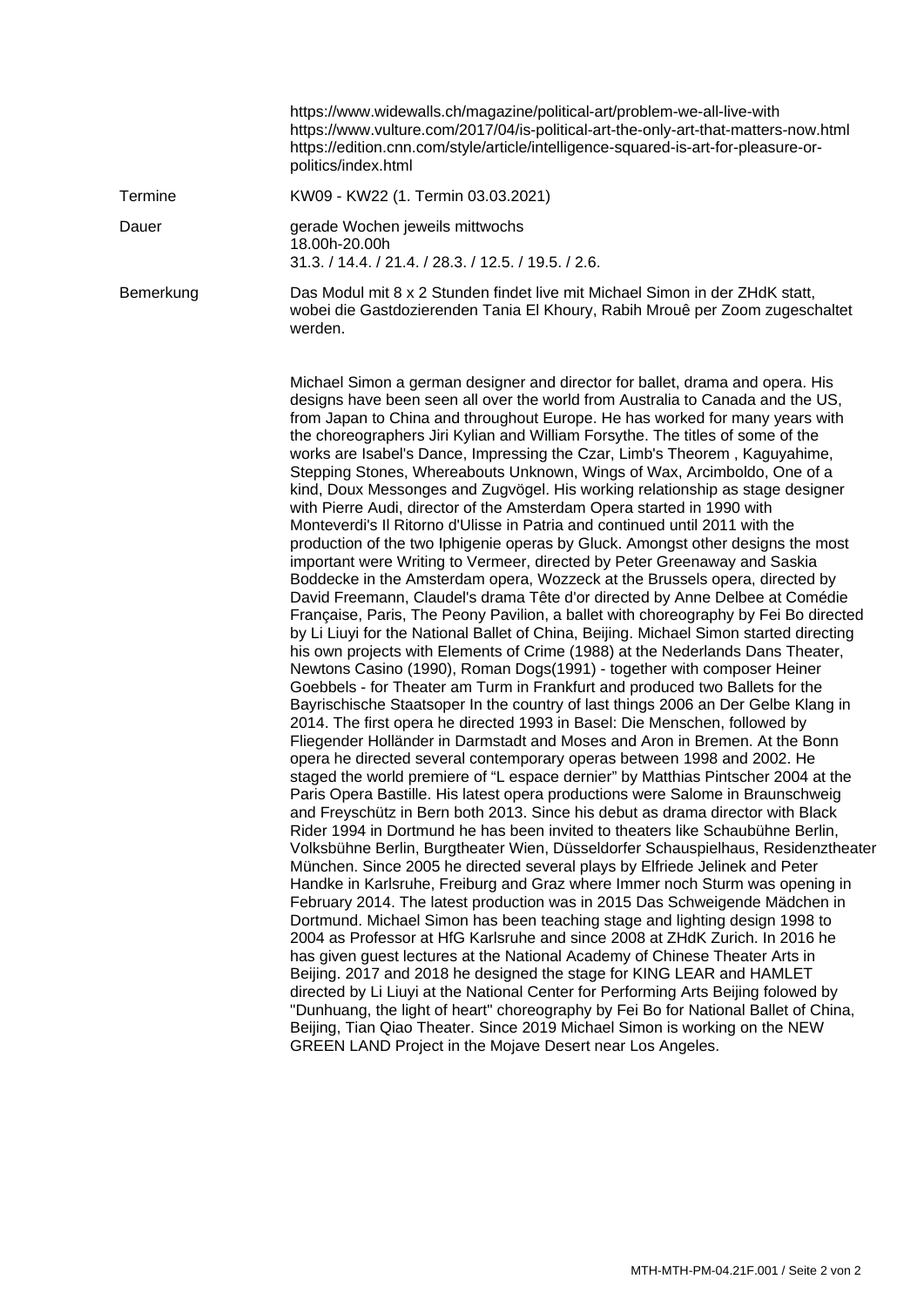https://www.widewalls.ch/magazine/political-art/problem-we-all-live-with
https://www.vulture.com/2017/04/is-political-art-the-only-art-that-matters-now.html
https://edition.cnn.com/style/article/intelligence-squared-is-art-for-pleasure-or-politics/index.html

| | |
|---|---|
| Termine | KW09 - KW22 (1. Termin 03.03.2021) |
| Dauer | gerade Wochen jeweils mittwochs<br>18.00h-20.00h<br>31.3. / 14.4. / 21.4. / 28.3. / 12.5. / 19.5. / 2.6. |
| Bemerkung | Das Modul mit 8 x 2 Stunden findet live mit Michael Simon in der ZHdK statt, wobei die Gastdozierenden Tania El Khoury, Rabih Mrouê per Zoom zugeschaltet werden. |

Michael Simon a german designer and director for ballet, drama and opera. His designs have been seen all over the world from Australia to Canada and the US, from Japan to China and throughout Europe. He has worked for many years with the choreographers Jiri Kylian and William Forsythe. The titles of some of the works are Isabel's Dance, Impressing the Czar, Limb's Theorem , Kaguyahime, Stepping Stones, Whereabouts Unknown, Wings of Wax, Arcimboldo, One of a kind, Doux Messonges and Zugvögel. His working relationship as stage designer with Pierre Audi, director of the Amsterdam Opera started in 1990 with Monteverdi's Il Ritorno d'Ulisse in Patria and continued until 2011 with the production of the two Iphigenie operas by Gluck. Amongst other designs the most important were Writing to Vermeer, directed by Peter Greenaway and Saskia Boddecke in the Amsterdam opera, Wozzeck at the Brussels opera, directed by David Freemann, Claudel's drama Tête d'or directed by Anne Delbee at Comédie Française, Paris, The Peony Pavilion, a ballet with choreography by Fei Bo directed by Li Liuyi for the National Ballet of China, Beijing. Michael Simon started directing his own projects with Elements of Crime (1988) at the Nederlands Dans Theater, Newtons Casino (1990), Roman Dogs(1991) - together with composer Heiner Goebbels - for Theater am Turm in Frankfurt and produced two Ballets for the Bayrischische Staatsoper In the country of last things 2006 an Der Gelbe Klang in 2014. The first opera he directed 1993 in Basel: Die Menschen, followed by Fliegender Holländer in Darmstadt and Moses and Aron in Bremen. At the Bonn opera he directed several contemporary operas between 1998 and 2002. He staged the world premiere of "L espace dernier" by Matthias Pintscher 2004 at the Paris Opera Bastille. His latest opera productions were Salome in Braunschweig and Freyschütz in Bern both 2013. Since his debut as drama director with Black Rider 1994 in Dortmund he has been invited to theaters like Schaubühne Berlin, Volksbühne Berlin, Burgtheater Wien, Düsseldorfer Schauspielhaus, Residenztheater München. Since 2005 he directed several plays by Elfriede Jelinek and Peter Handke in Karlsruhe, Freiburg and Graz where Immer noch Sturm was opening in February 2014. The latest production was in 2015 Das Schweigende Mädchen in Dortmund. Michael Simon has been teaching stage and lighting design 1998 to 2004 as Professor at HfG Karlsruhe and since 2008 at ZHdK Zurich. In 2016 he has given guest lectures at the National Academy of Chinese Theater Arts in Beijing. 2017 and 2018 he designed the stage for KING LEAR and HAMLET directed by Li Liuyi at the National Center for Performing Arts Beijing folowed by "Dunhuang, the light of heart" choreography by Fei Bo for National Ballet of China, Beijing, Tian Qiao Theater. Since 2019 Michael Simon is working on the NEW GREEN LAND Project in the Mojave Desert near Los Angeles.